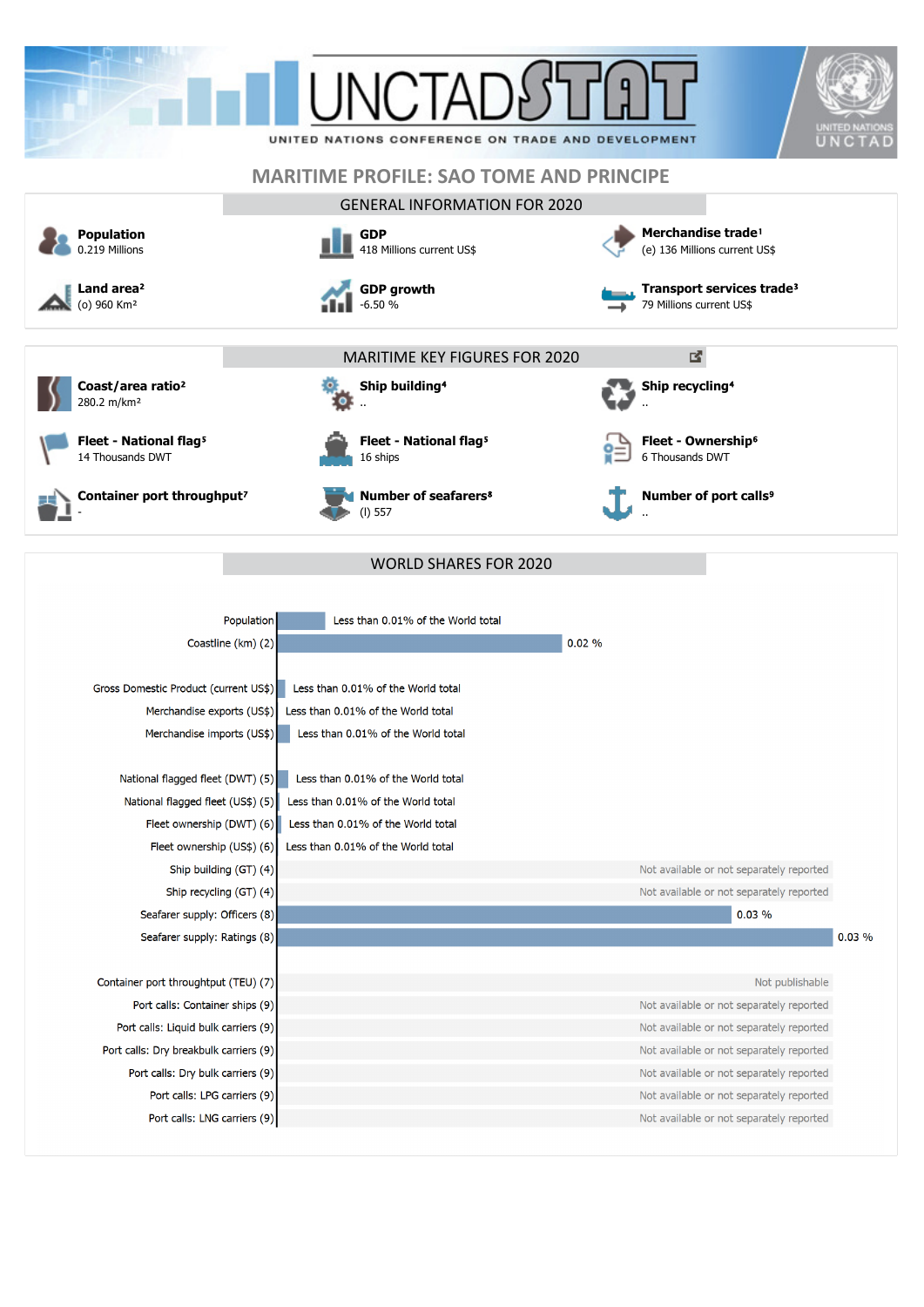# UNCTADSTAT

UNITED NATIONS CONFERENCE ON TRADE AND DEVELOPMENT

UNITED NATIONS UNCTAD

## MARITIME PROFILE: SAO TOME AND PRINCIPE

### GENERAL INFORMATION FOR 2020

**Population**
0.219 Millions

**GDP**
418 Millions current US$

**Merchandise trade**[1]
(e) 136 Millions current US$

**Land area**[2]
(o) 960 Km²

**GDP growth**
-6.50 %

**Transport services trade**[3]
79 Millions current US$

### MARITIME KEY FIGURES FOR 2020

**Coast/area ratio**[2]
280.2 m/km²

**Ship building**[4]
..

**Ship recycling**[4]
..

**Fleet - National flag**[5]
14 Thousands DWT

**Fleet - National flag**[5]
16 ships

**Fleet - Ownership**[6]
6 Thousands DWT

**Container port throughput**[7]
-

**Number of seafarers**[8]
(l) 557

**Number of port calls**[9]
..

### WORLD SHARES FOR 2020

| Indicator | World share |
| --- | --- |
| Population | Less than 0.01% of the World total |
| Coastline (km) (2) | 0.02 % |
| Gross Domestic Product (current US$) | Less than 0.01% of the World total |
| Merchandise exports (US$) | Less than 0.01% of the World total |
| Merchandise imports (US$) | Less than 0.01% of the World total |
| National flagged fleet (DWT) (5) | Less than 0.01% of the World total |
| National flagged fleet (US$) (5) | Less than 0.01% of the World total |
| Fleet ownership (DWT) (6) | Less than 0.01% of the World total |
| Fleet ownership (US$) (6) | Less than 0.01% of the World total |
| Ship building (GT) (4) | Not available or not separately reported |
| Ship recycling (GT) (4) | Not available or not separately reported |
| Seafarer supply: Officers (8) | 0.03 % |
| Seafarer supply: Ratings (8) | 0.03 % |
| Container port throughput (TEU) (7) | Not publishable |
| Port calls: Container ships (9) | Not available or not separately reported |
| Port calls: Liquid bulk carriers (9) | Not available or not separately reported |
| Port calls: Dry breakbulk carriers (9) | Not available or not separately reported |
| Port calls: Dry bulk carriers (9) | Not available or not separately reported |
| Port calls: LPG carriers (9) | Not available or not separately reported |
| Port calls: LNG carriers (9) | Not available or not separately reported |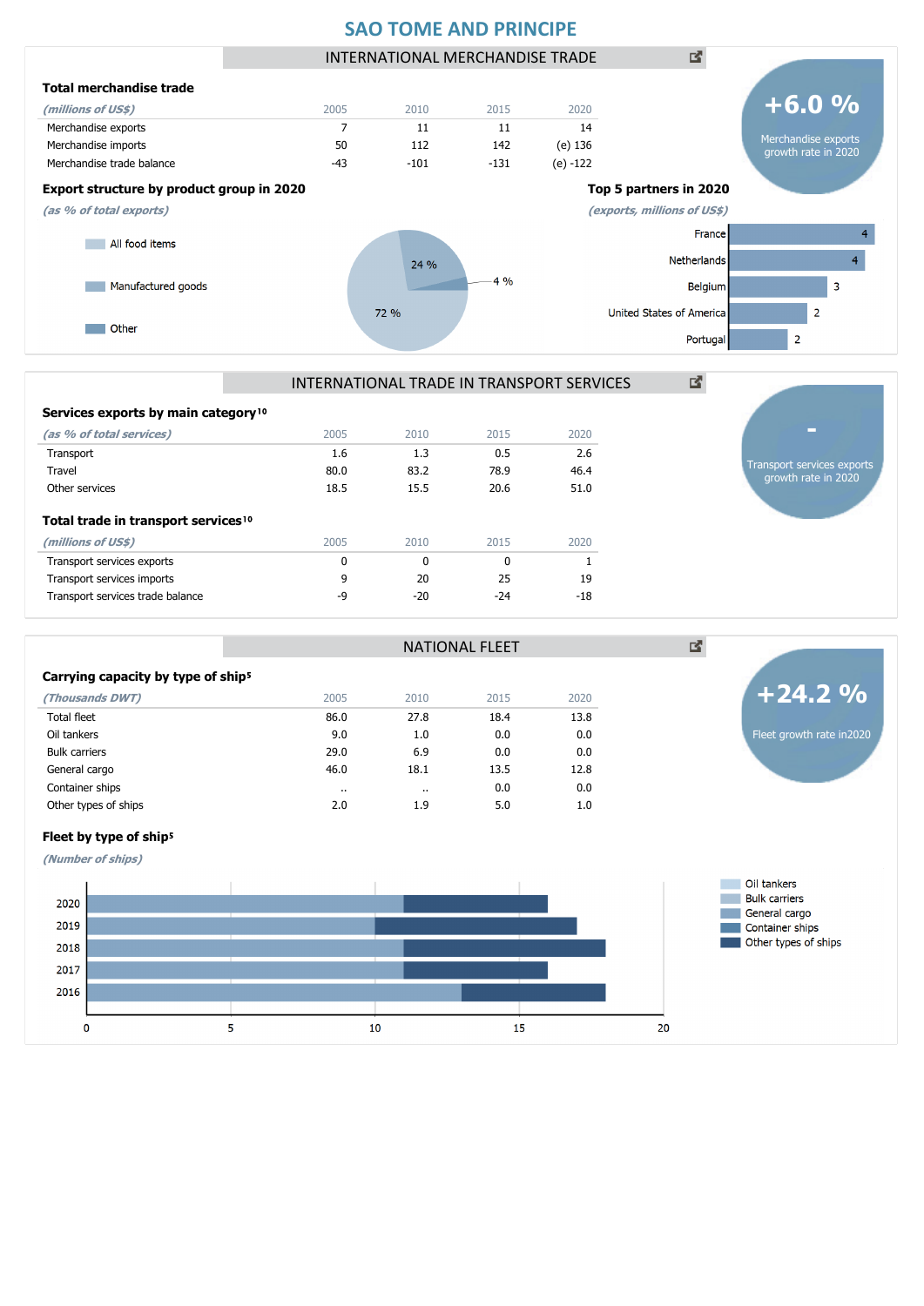# SAO TOME AND PRINCIPE

## INTERNATIONAL MERCHANDISE TRADE

**+6.0 %**
Merchandise exports growth rate in 2020

### Total merchandise trade

| *(millions of US$)* | 2005 | 2010 | 2015 | 2020 |
|---|---|---|---|---|
| Merchandise exports | 7 | 11 | 11 | 14 |
| Merchandise imports | 50 | 112 | 142 | (e) 136 |
| Merchandise trade balance | -43 | -101 | -131 | (e) -122 |

### Export structure by product group in 2020

*(as % of total exports)*

| Product group | % |
|---|---|
| All food items | 72 % |
| Manufactured goods | 24 % |
| Other | 4 % |

### Top 5 partners in 2020

*(exports, millions of US$)*

| Partner | Value |
|---|---|
| France | 4 |
| Netherlands | 4 |
| Belgium | 3 |
| United States of America | 2 |
| Portugal | 2 |

## INTERNATIONAL TRADE IN TRANSPORT SERVICES

**-**
Transport services exports growth rate in 2020

### Services exports by main category[10]

| *(as % of total services)* | 2005 | 2010 | 2015 | 2020 |
|---|---|---|---|---|
| Transport | 1.6 | 1.3 | 0.5 | 2.6 |
| Travel | 80.0 | 83.2 | 78.9 | 46.4 |
| Other services | 18.5 | 15.5 | 20.6 | 51.0 |

### Total trade in transport services[10]

| *(millions of US$)* | 2005 | 2010 | 2015 | 2020 |
|---|---|---|---|---|
| Transport services exports | 0 | 0 | 0 | 1 |
| Transport services imports | 9 | 20 | 25 | 19 |
| Transport services trade balance | -9 | -20 | -24 | -18 |

## NATIONAL FLEET

**+24.2 %**
Fleet growth rate in2020

### Carrying capacity by type of ship[5]

| *(Thousands DWT)* | 2005 | 2010 | 2015 | 2020 |
|---|---|---|---|---|
| Total fleet | 86.0 | 27.8 | 18.4 | 13.8 |
| Oil tankers | 9.0 | 1.0 | 0.0 | 0.0 |
| Bulk carriers | 29.0 | 6.9 | 0.0 | 0.0 |
| General cargo | 46.0 | 18.1 | 13.5 | 12.8 |
| Container ships | .. | .. | 0.0 | 0.0 |
| Other types of ships | 2.0 | 1.9 | 5.0 | 1.0 |

### Fleet by type of ship[5]

*(Number of ships)*

| Year | General cargo | Other types of ships |
|---|---|---|
| 2020 | 11 | 5 |
| 2019 | 10 | 7 |
| 2018 | 11 | 7 |
| 2017 | 11 | 5 |
| 2016 | 13 | 5 |

Legend: Oil tankers, Bulk carriers, General cargo, Container ships, Other types of ships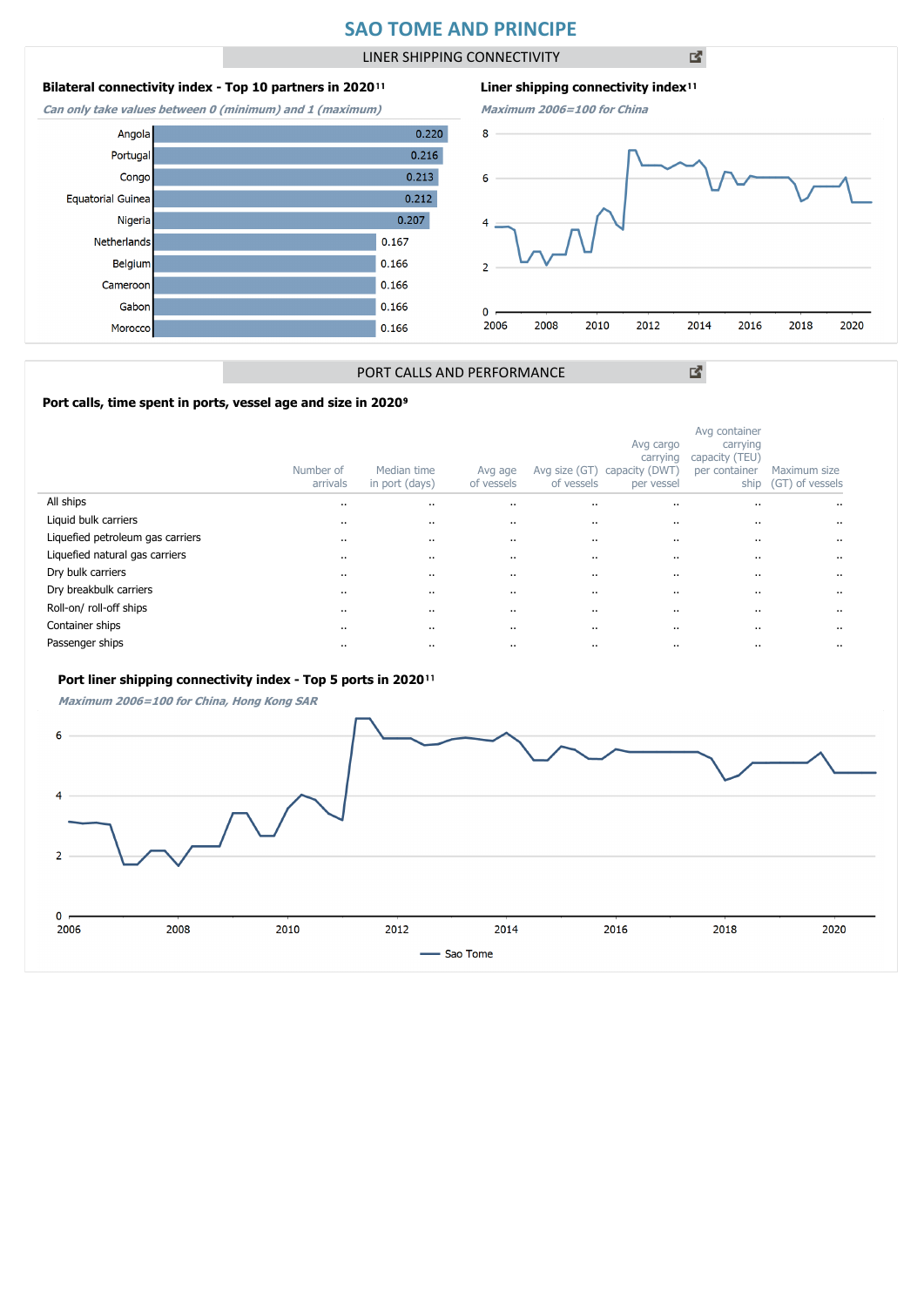# SAO TOME AND PRINCIPE

## LINER SHIPPING CONNECTIVITY

### Bilateral connectivity index - Top 10 partners in 2020[11]

*Can only take values between 0 (minimum) and 1 (maximum)*

| Partner | Index |
|---|---|
| Angola | 0.220 |
| Portugal | 0.216 |
| Congo | 0.213 |
| Equatorial Guinea | 0.212 |
| Nigeria | 0.207 |
| Netherlands | 0.167 |
| Belgium | 0.166 |
| Cameroon | 0.166 |
| Gabon | 0.166 |
| Morocco | 0.166 |

### Liner shipping connectivity index[11]

*Maximum 2006=100 for China*

## PORT CALLS AND PERFORMANCE

### Port calls, time spent in ports, vessel age and size in 2020[9]

| | Number of arrivals | Median time in port (days) | Avg age of vessels | Avg size (GT) of vessels | Avg cargo carrying capacity (DWT) per vessel | Avg container carrying capacity (TEU) per container ship | Maximum size (GT) of vessels |
|---|---|---|---|---|---|---|---|
| All ships | .. | .. | .. | .. | .. | .. | .. |
| Liquid bulk carriers | .. | .. | .. | .. | .. | .. | .. |
| Liquefied petroleum gas carriers | .. | .. | .. | .. | .. | .. | .. |
| Liquefied natural gas carriers | .. | .. | .. | .. | .. | .. | .. |
| Dry bulk carriers | .. | .. | .. | .. | .. | .. | .. |
| Dry breakbulk carriers | .. | .. | .. | .. | .. | .. | .. |
| Roll-on/ roll-off ships | .. | .. | .. | .. | .. | .. | .. |
| Container ships | .. | .. | .. | .. | .. | .. | .. |
| Passenger ships | .. | .. | .. | .. | .. | .. | .. |

### Port liner shipping connectivity index - Top 5 ports in 2020[11]

*Maximum 2006=100 for China, Hong Kong SAR*

Sao Tome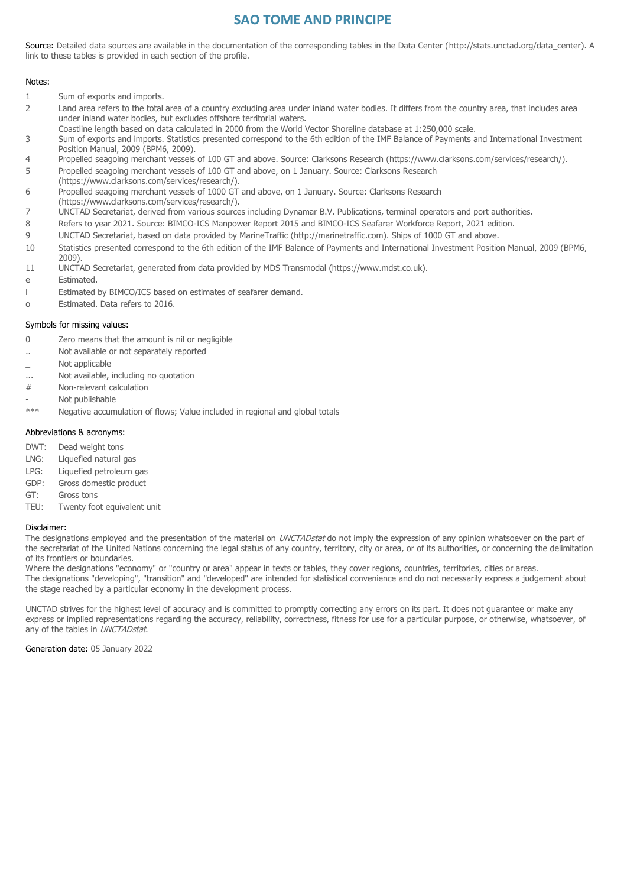# SAO TOME AND PRINCIPE

Source: Detailed data sources are available in the documentation of the corresponding tables in the Data Center (http://stats.unctad.org/data_center). A link to these tables is provided in each section of the profile.

Notes:

| | |
|---|---|
| 1 | Sum of exports and imports. |
| 2 | Land area refers to the total area of a country excluding area under inland water bodies. It differs from the country area, that includes area under inland water bodies, but excludes offshore territorial waters. Coastline length based on data calculated in 2000 from the World Vector Shoreline database at 1:250,000 scale. |
| 3 | Sum of exports and imports. Statistics presented correspond to the 6th edition of the IMF Balance of Payments and International Investment Position Manual, 2009 (BPM6, 2009). |
| 4 | Propelled seagoing merchant vessels of 100 GT and above. Source: Clarksons Research (https://www.clarksons.com/services/research/). |
| 5 | Propelled seagoing merchant vessels of 100 GT and above, on 1 January. Source: Clarksons Research (https://www.clarksons.com/services/research/). |
| 6 | Propelled seagoing merchant vessels of 1000 GT and above, on 1 January. Source: Clarksons Research (https://www.clarksons.com/services/research/). |
| 7 | UNCTAD Secretariat, derived from various sources including Dynamar B.V. Publications, terminal operators and port authorities. |
| 8 | Refers to year 2021. Source: BIMCO-ICS Manpower Report 2015 and BIMCO-ICS Seafarer Workforce Report, 2021 edition. |
| 9 | UNCTAD Secretariat, based on data provided by MarineTraffic (http://marinetraffic.com). Ships of 1000 GT and above. |
| 10 | Statistics presented correspond to the 6th edition of the IMF Balance of Payments and International Investment Position Manual, 2009 (BPM6, 2009). |
| 11 | UNCTAD Secretariat, generated from data provided by MDS Transmodal (https://www.mdst.co.uk). |
| e | Estimated. |
| l | Estimated by BIMCO/ICS based on estimates of seafarer demand. |
| o | Estimated. Data refers to 2016. |

Symbols for missing values:

| | |
|---|---|
| 0 | Zero means that the amount is nil or negligible |
| .. | Not available or not separately reported |
| _ | Not applicable |
| ... | Not available, including no quotation |
| # | Non-relevant calculation |
| - | Not publishable |
| *** | Negative accumulation of flows; Value included in regional and global totals |

Abbreviations & acronyms:

| | |
|---|---|
| DWT: | Dead weight tons |
| LNG: | Liquefied natural gas |
| LPG: | Liquefied petroleum gas |
| GDP: | Gross domestic product |
| GT: | Gross tons |
| TEU: | Twenty foot equivalent unit |

Disclaimer:
The designations employed and the presentation of the material on *UNCTADstat* do not imply the expression of any opinion whatsoever on the part of the secretariat of the United Nations concerning the legal status of any country, territory, city or area, or of its authorities, or concerning the delimitation of its frontiers or boundaries.
Where the designations "economy" or "country or area" appear in texts or tables, they cover regions, countries, territories, cities or areas.
The designations "developing", "transition" and "developed" are intended for statistical convenience and do not necessarily express a judgement about the stage reached by a particular economy in the development process.

UNCTAD strives for the highest level of accuracy and is committed to promptly correcting any errors on its part. It does not guarantee or make any express or implied representations regarding the accuracy, reliability, correctness, fitness for use for a particular purpose, or otherwise, whatsoever, of any of the tables in *UNCTADstat*.

Generation date: 05 January 2022